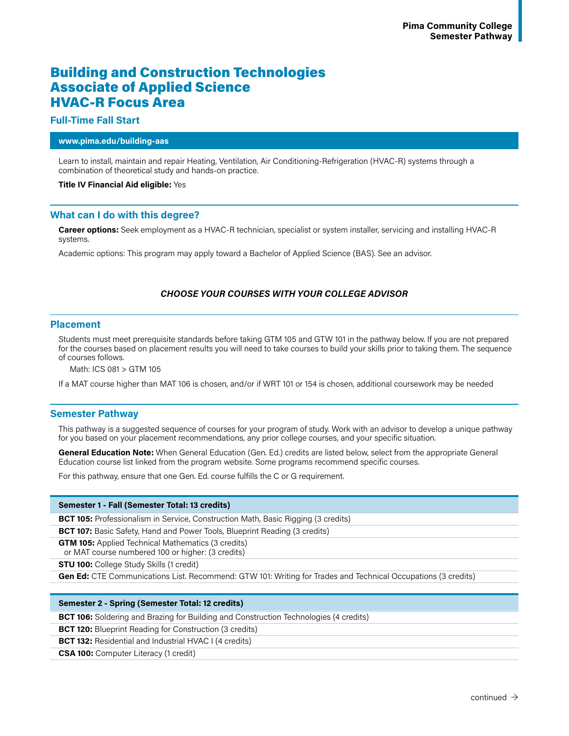# Building and Construction Technologies Associate of Applied Science HVAC-R Focus Area

## Full-Time Fall Start

**www.pima.edu/building-aas**

Learn to install, maintain and repair Heating, Ventilation, Air Conditioning-Refrigeration (HVAC-R) systems through a combination of theoretical study and hands-on practice.

**Title IV Financial Aid eligible:** Yes

## What can I do with this degree?

**Career options:** Seek employment as a HVAC-R technician, specialist or system installer, servicing and installing HVAC-R systems.

Academic options: This program may apply toward a Bachelor of Applied Science (BAS). See an advisor.

***CHOOSE YOUR COURSES WITH YOUR COLLEGE ADVISOR***

## Placement

Students must meet prerequisite standards before taking GTM 105 and GTW 101 in the pathway below. If you are not prepared for the courses based on placement results you will need to take courses to build your skills prior to taking them. The sequence of courses follows.

Math: ICS 081 > GTM 105

If a MAT course higher than MAT 106 is chosen, and/or if WRT 101 or 154 is chosen, additional coursework may be needed

## Semester Pathway

This pathway is a suggested sequence of courses for your program of study. Work with an advisor to develop a unique pathway for you based on your placement recommendations, any prior college courses, and your specific situation.

**General Education Note:** When General Education (Gen. Ed.) credits are listed below, select from the appropriate General Education course list linked from the program website. Some programs recommend specific courses.

For this pathway, ensure that one Gen. Ed. course fulfills the C or G requirement.

| Semester 1 - Fall (Semester Total: 13 credits) |
|---|
| **BCT 105:** Professionalism in Service, Construction Math, Basic Rigging (3 credits) |
| **BCT 107:** Basic Safety, Hand and Power Tools, Blueprint Reading (3 credits) |
| **GTM 105:** Applied Technical Mathematics (3 credits) or MAT course numbered 100 or higher: (3 credits) |
| **STU 100:** College Study Skills (1 credit) |
| **Gen Ed:** CTE Communications List. Recommend: GTW 101: Writing for Trades and Technical Occupations (3 credits) |

| Semester 2 - Spring (Semester Total: 12 credits) |
|---|
| **BCT 106:** Soldering and Brazing for Building and Construction Technologies (4 credits) |
| **BCT 120:** Blueprint Reading for Construction (3 credits) |
| **BCT 132:** Residential and Industrial HVAC I (4 credits) |
| **CSA 100:** Computer Literacy (1 credit) |

continued →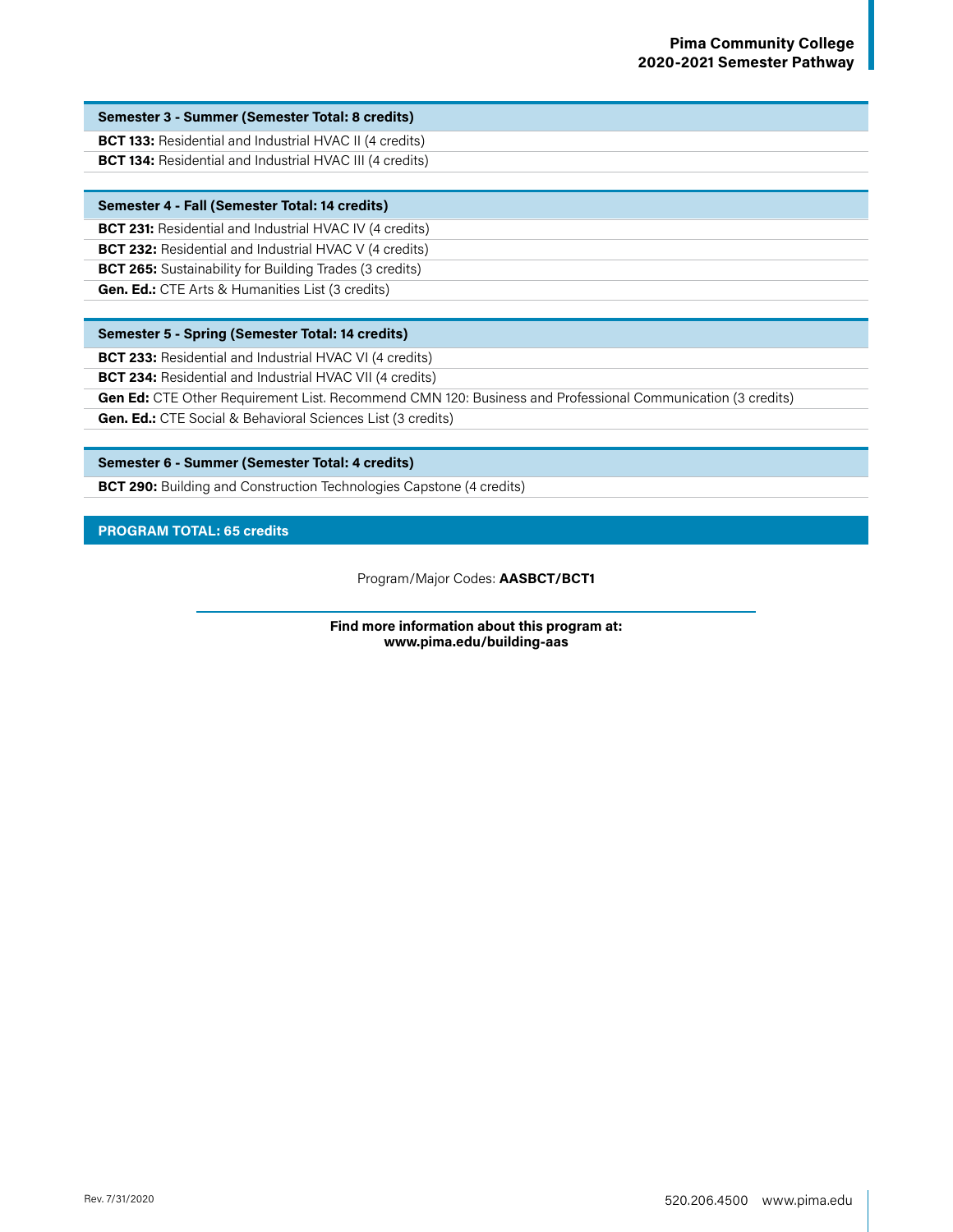**Semester 3 - Summer (Semester Total: 8 credits)**

**BCT 133:** Residential and Industrial HVAC II (4 credits)

**BCT 134:** Residential and Industrial HVAC III (4 credits)

**Semester 4 - Fall (Semester Total: 14 credits)**

**BCT 231:** Residential and Industrial HVAC IV (4 credits)

**BCT 232:** Residential and Industrial HVAC V (4 credits)

**BCT 265:** Sustainability for Building Trades (3 credits)

**Gen. Ed.:** CTE Arts & Humanities List (3 credits)

**Semester 5 - Spring (Semester Total: 14 credits)**

**BCT 233:** Residential and Industrial HVAC VI (4 credits)

**BCT 234:** Residential and Industrial HVAC VII (4 credits)

**Gen Ed:** CTE Other Requirement List. Recommend CMN 120: Business and Professional Communication (3 credits)

**Gen. Ed.:** CTE Social & Behavioral Sciences List (3 credits)

**Semester 6 - Summer (Semester Total: 4 credits)**

**BCT 290:** Building and Construction Technologies Capstone (4 credits)

**PROGRAM TOTAL: 65 credits**

Program/Major Codes: **AASBCT/BCT1**

**Find more information about this program at:**
**www.pima.edu/building-aas**

Rev. 7/31/2020

520.206.4500 www.pima.edu